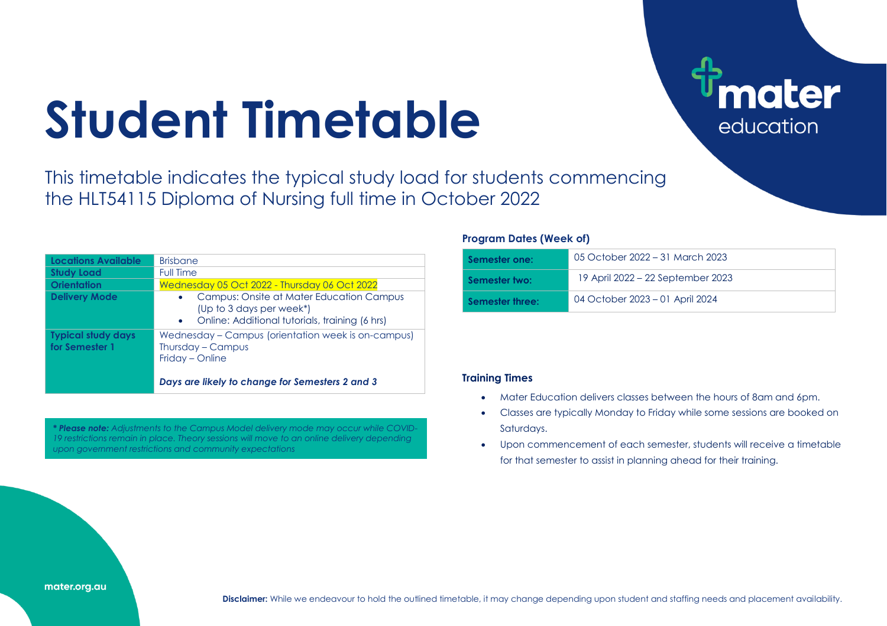# Student Timetable

mater education

This timetable indicates the typical study load for students commencing the HLT54115 Diploma of Nursing full time in October 2022

| | |
|---|---|
| **Locations Available** | Brisbane |
| **Study Load** | Full Time |
| **Orientation** | Wednesday 05 Oct 2022 - Thursday 06 Oct 2022 |
| **Delivery Mode** | • Campus: Onsite at Mater Education Campus (Up to 3 days per week*)<br>• Online: Additional tutorials, training (6 hrs) |
| **Typical study days for Semester 1** | Wednesday – Campus (orientation week is on-campus)<br>Thursday – Campus<br>Friday – Online<br><br>***Days are likely to change for Semesters 2 and 3*** |

*** Please note:** Adjustments to the Campus Model delivery mode may occur while COVID-19 restrictions remain in place. Theory sessions will move to an online delivery depending upon government restrictions and community expectations*

### Program Dates (Week of)

| | |
|---|---|
| **Semester one:** | 05 October 2022 – 31 March 2023 |
| **Semester two:** | 19 April 2022 – 22 September 2023 |
| **Semester three:** | 04 October 2023 – 01 April 2024 |

### Training Times

- Mater Education delivers classes between the hours of 8am and 6pm.
- Classes are typically Monday to Friday while some sessions are booked on Saturdays.
- Upon commencement of each semester, students will receive a timetable for that semester to assist in planning ahead for their training.

mater.org.au

**Disclaimer:** While we endeavour to hold the outlined timetable, it may change depending upon student and staffing needs and placement availability.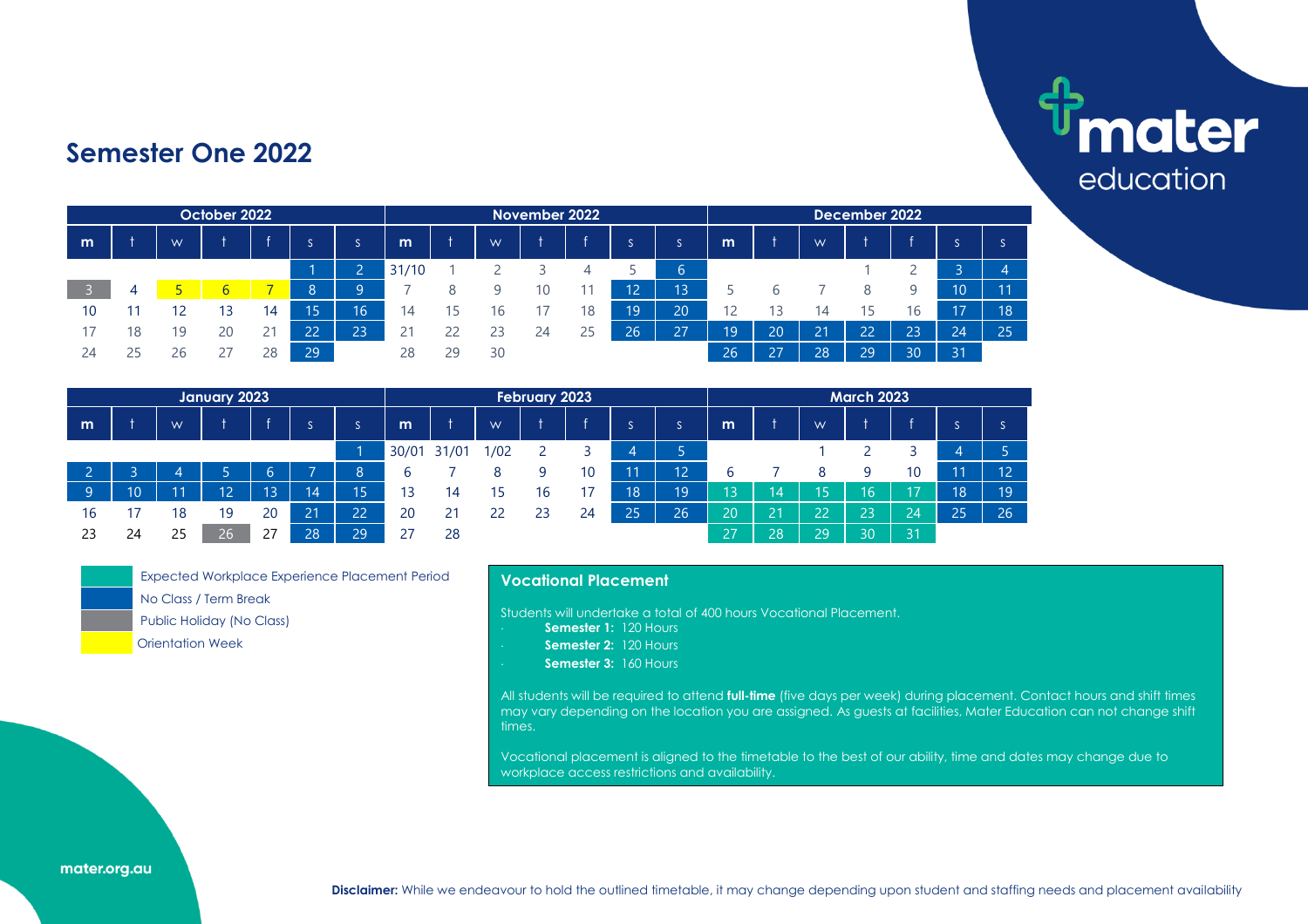## Semester One 2022

mater education

**October 2022**

| m | t | w | t | f | s | s |
|---|---|---|---|---|---|---|
| | | | | | 1 | 2 |
| 3 | 4 | 5 | 6 | 7 | 8 | 9 |
| 10 | 11 | 12 | 13 | 14 | 15 | 16 |
| 17 | 18 | 19 | 20 | 21 | 22 | 23 |
| 24 | 25 | 26 | 27 | 28 | 29 | |

**November 2022**

| m | t | w | t | f | s | s |
|---|---|---|---|---|---|---|
| 31/10 | 1 | 2 | 3 | 4 | 5 | 6 |
| 7 | 8 | 9 | 10 | 11 | 12 | 13 |
| 14 | 15 | 16 | 17 | 18 | 19 | 20 |
| 21 | 22 | 23 | 24 | 25 | 26 | 27 |
| 28 | 29 | 30 | | | | |

**December 2022**

| m | t | w | t | f | s | s |
|---|---|---|---|---|---|---|
| | | | 1 | 2 | 3 | 4 |
| 5 | 6 | 7 | 8 | 9 | 10 | 11 |
| 12 | 13 | 14 | 15 | 16 | 17 | 18 |
| 19 | 20 | 21 | 22 | 23 | 24 | 25 |
| 26 | 27 | 28 | 29 | 30 | 31 | |

**January 2023**

| m | t | w | t | f | s | s |
|---|---|---|---|---|---|---|
| | | | | | | 1 |
| 2 | 3 | 4 | 5 | 6 | 7 | 8 |
| 9 | 10 | 11 | 12 | 13 | 14 | 15 |
| 16 | 17 | 18 | 19 | 20 | 21 | 22 |
| 23 | 24 | 25 | 26 | 27 | 28 | 29 |

**February 2023**

| m | t | w | t | f | s | s |
|---|---|---|---|---|---|---|
| 30/01 | 31/01 | 1/02 | 2 | 3 | 4 | 5 |
| 6 | 7 | 8 | 9 | 10 | 11 | 12 |
| 13 | 14 | 15 | 16 | 17 | 18 | 19 |
| 20 | 21 | 22 | 23 | 24 | 25 | 26 |
| 27 | 28 | | | | | |

**March 2023**

| m | t | w | t | f | s | s |
|---|---|---|---|---|---|---|
| | | 1 | 2 | 3 | 4 | 5 |
| 6 | 7 | 8 | 9 | 10 | 11 | 12 |
| 13 | 14 | 15 | 16 | 17 | 18 | 19 |
| 20 | 21 | 22 | 23 | 24 | 25 | 26 |
| 27 | 28 | 29 | 30 | 31 | | |

- Expected Workplace Experience Placement Period
- No Class / Term Break
- Public Holiday (No Class)
- Orientation Week

### Vocational Placement

Students will undertake a total of 400 hours Vocational Placement.

- **Semester 1:** 120 Hours
- **Semester 2:** 120 Hours
- **Semester 3:** 160 Hours

All students will be required to attend **full-time** (five days per week) during placement. Contact hours and shift times may vary depending on the location you are assigned. As guests at facilities, Mater Education can not change shift times.

Vocational placement is aligned to the timetable to the best of our ability, time and dates may change due to workplace access restrictions and availability.

mater.org.au

**Disclaimer:** While we endeavour to hold the outlined timetable, it may change depending upon student and staffing needs and placement availability